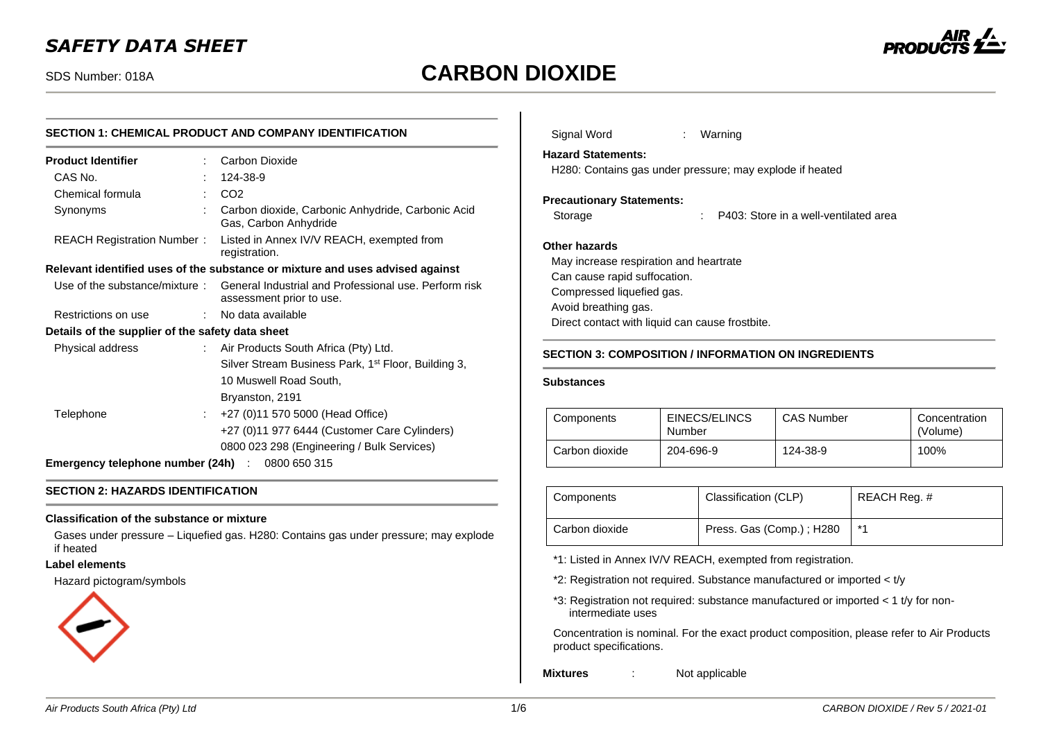# SAFETY DATA SHEET

SDS Number: 018A

# CARBON DIOXIDE

## SECTION 1: CHEMICAL PRODUCT AND COMPANY IDENTIFICATION

**Product Identifier** : Carbon Dioxide

CAS No. : 124-38-9

Chemical formula : $CO_2$

Synonyms : Carbon dioxide, Carbonic Anhydride, Carbonic Acid Gas, Carbon Anhydride

REACH Registration Number : Listed in Annex IV/V REACH, exempted from registration.

**Relevant identified uses of the substance or mixture and uses advised against**

Use of the substance/mixture : General Industrial and Professional use. Perform risk assessment prior to use.

Restrictions on use : No data available

**Details of the supplier of the safety data sheet**

Physical address : Air Products South Africa (Pty) Ltd.
Silver Stream Business Park, 1st Floor, Building 3,
10 Muswell Road South,
Bryanston, 2191

Telephone : +27 (0)11 570 5000 (Head Office)
+27 (0)11 977 6444 (Customer Care Cylinders)
0800 023 298 (Engineering / Bulk Services)

**Emergency telephone number (24h)** : 0800 650 315

## SECTION 2: HAZARDS IDENTIFICATION

**Classification of the substance or mixture**

Gases under pressure – Liquefied gas. H280: Contains gas under pressure; may explode if heated

**Label elements**

Hazard pictogram/symbols

Signal Word : Warning

**Hazard Statements:**

H280: Contains gas under pressure; may explode if heated

**Precautionary Statements:**

Storage : P403: Store in a well-ventilated area

**Other hazards**

May increase respiration and heartrate
Can cause rapid suffocation.
Compressed liquefied gas.
Avoid breathing gas.
Direct contact with liquid can cause frostbite.

## SECTION 3: COMPOSITION / INFORMATION ON INGREDIENTS

**Substances**

| Components | EINECS/ELINCS Number | CAS Number | Concentration (Volume) |
|---|---|---|---|
| Carbon dioxide | 204-696-9 | 124-38-9 | 100% |

| Components | Classification (CLP) | REACH Reg. # |
|---|---|---|
| Carbon dioxide | Press. Gas (Comp.) ; H280 | *1 |

*1: Listed in Annex IV/V REACH, exempted from registration.

*2: Registration not required. Substance manufactured or imported < t/y

*3: Registration not required: substance manufactured or imported < 1 t/y for non-intermediate uses

Concentration is nominal. For the exact product composition, please refer to Air Products product specifications.

**Mixtures** : Not applicable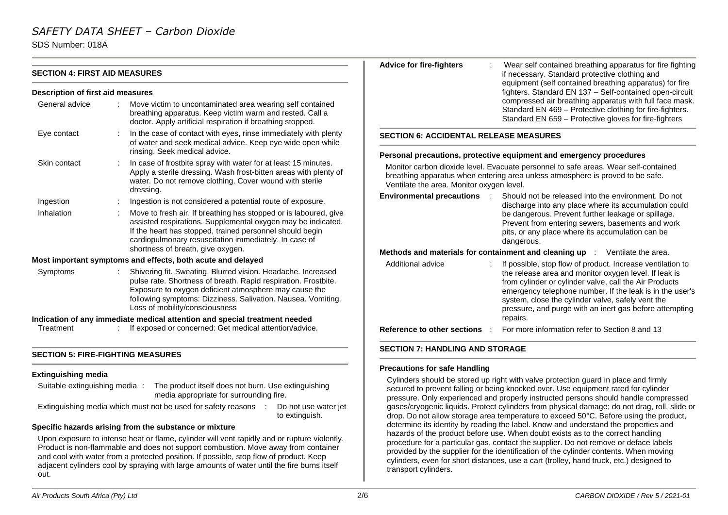## SECTION 4: FIRST AID MEASURES

### Description of first aid measures

| | |
|---|---|
| General advice | Move victim to uncontaminated area wearing self contained breathing apparatus. Keep victim warm and rested. Call a doctor. Apply artificial respiration if breathing stopped. |
| Eye contact | In the case of contact with eyes, rinse immediately with plenty of water and seek medical advice. Keep eye wide open while rinsing. Seek medical advice. |
| Skin contact | In case of frostbite spray with water for at least 15 minutes. Apply a sterile dressing. Wash frost-bitten areas with plenty of water. Do not remove clothing. Cover wound with sterile dressing. |
| Ingestion | Ingestion is not considered a potential route of exposure. |
| Inhalation | Move to fresh air. If breathing has stopped or is laboured, give assisted respirations. Supplemental oxygen may be indicated. If the heart has stopped, trained personnel should begin cardiopulmonary resuscitation immediately. In case of shortness of breath, give oxygen. |

### Most important symptoms and effects, both acute and delayed

| | |
|---|---|
| Symptoms | Shivering fit. Sweating. Blurred vision. Headache. Increased pulse rate. Shortness of breath. Rapid respiration. Frostbite. Exposure to oxygen deficient atmosphere may cause the following symptoms: Dizziness. Salivation. Nausea. Vomiting. Loss of mobility/consciousness |

### Indication of any immediate medical attention and special treatment needed

| | |
|---|---|
| Treatment | If exposed or concerned: Get medical attention/advice. |

## SECTION 5: FIRE-FIGHTING MEASURES

### Extinguishing media

Suitable extinguishing media : The product itself does not burn. Use extinguishing media appropriate for surrounding fire.

Extinguishing media which must not be used for safety reasons : Do not use water jet to extinguish.

### Specific hazards arising from the substance or mixture

Upon exposure to intense heat or flame, cylinder will vent rapidly and or rupture violently. Product is non-flammable and does not support combustion. Move away from container and cool with water from a protected position. If possible, stop flow of product. Keep adjacent cylinders cool by spraying with large amounts of water until the fire burns itself out.

**Advice for fire-fighters** : Wear self contained breathing apparatus for fire fighting if necessary. Standard protective clothing and equipment (self contained breathing apparatus) for fire fighters. Standard EN 137 – Self-contained open-circuit compressed air breathing apparatus with full face mask. Standard EN 469 – Protective clothing for fire-fighters. Standard EN 659 – Protective gloves for fire-fighters

## SECTION 6: ACCIDENTAL RELEASE MEASURES

### Personal precautions, protective equipment and emergency procedures

Monitor carbon dioxide level. Evacuate personnel to safe areas. Wear self-contained breathing apparatus when entering area unless atmosphere is proved to be safe. Ventilate the area. Monitor oxygen level.

**Environmental precautions** : Should not be released into the environment. Do not discharge into any place where its accumulation could be dangerous. Prevent further leakage or spillage. Prevent from entering sewers, basements and work pits, or any place where its accumulation can be dangerous.

**Methods and materials for containment and cleaning up** : Ventilate the area.

Additional advice : If possible, stop flow of product. Increase ventilation to the release area and monitor oxygen level. If leak is from cylinder or cylinder valve, call the Air Products emergency telephone number. If the leak is in the user's system, close the cylinder valve, safely vent the pressure, and purge with an inert gas before attempting repairs.

**Reference to other sections** : For more information refer to Section 8 and 13

## SECTION 7: HANDLING AND STORAGE

### Precautions for safe Handling

Cylinders should be stored up right with valve protection guard in place and firmly secured to prevent falling or being knocked over. Use equipment rated for cylinder pressure. Only experienced and properly instructed persons should handle compressed gases/cryogenic liquids. Protect cylinders from physical damage; do not drag, roll, slide or drop. Do not allow storage area temperature to exceed 50°C. Before using the product, determine its identity by reading the label. Know and understand the properties and hazards of the product before use. When doubt exists as to the correct handling procedure for a particular gas, contact the supplier. Do not remove or deface labels provided by the supplier for the identification of the cylinder contents. When moving cylinders, even for short distances, use a cart (trolley, hand truck, etc.) designed to transport cylinders.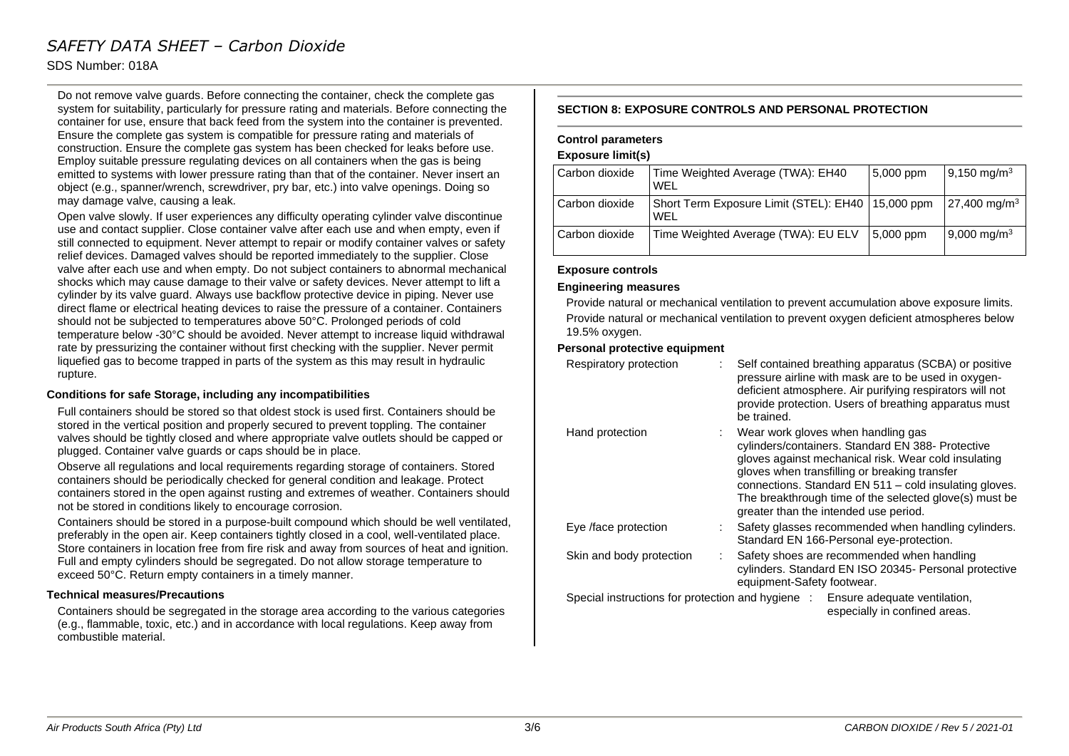Do not remove valve guards. Before connecting the container, check the complete gas system for suitability, particularly for pressure rating and materials. Before connecting the container for use, ensure that back feed from the system into the container is prevented. Ensure the complete gas system is compatible for pressure rating and materials of construction. Ensure the complete gas system has been checked for leaks before use. Employ suitable pressure regulating devices on all containers when the gas is being emitted to systems with lower pressure rating than that of the container. Never insert an object (e.g., spanner/wrench, screwdriver, pry bar, etc.) into valve openings. Doing so may damage valve, causing a leak.

Open valve slowly. If user experiences any difficulty operating cylinder valve discontinue use and contact supplier. Close container valve after each use and when empty, even if still connected to equipment. Never attempt to repair or modify container valves or safety relief devices. Damaged valves should be reported immediately to the supplier. Close valve after each use and when empty. Do not subject containers to abnormal mechanical shocks which may cause damage to their valve or safety devices. Never attempt to lift a cylinder by its valve guard. Always use backflow protective device in piping. Never use direct flame or electrical heating devices to raise the pressure of a container. Containers should not be subjected to temperatures above 50°C. Prolonged periods of cold temperature below -30°C should be avoided. Never attempt to increase liquid withdrawal rate by pressurizing the container without first checking with the supplier. Never permit liquefied gas to become trapped in parts of the system as this may result in hydraulic rupture.

**Conditions for safe Storage, including any incompatibilities**

Full containers should be stored so that oldest stock is used first. Containers should be stored in the vertical position and properly secured to prevent toppling. The container valves should be tightly closed and where appropriate valve outlets should be capped or plugged. Container valve guards or caps should be in place.

Observe all regulations and local requirements regarding storage of containers. Stored containers should be periodically checked for general condition and leakage. Protect containers stored in the open against rusting and extremes of weather. Containers should not be stored in conditions likely to encourage corrosion.

Containers should be stored in a purpose-built compound which should be well ventilated, preferably in the open air. Keep containers tightly closed in a cool, well-ventilated place. Store containers in location free from fire risk and away from sources of heat and ignition. Full and empty cylinders should be segregated. Do not allow storage temperature to exceed 50°C. Return empty containers in a timely manner.

**Technical measures/Precautions**

Containers should be segregated in the storage area according to the various categories (e.g., flammable, toxic, etc.) and in accordance with local regulations. Keep away from combustible material.

## SECTION 8: EXPOSURE CONTROLS AND PERSONAL PROTECTION

**Control parameters**

**Exposure limit(s)**

| Carbon dioxide | Time Weighted Average (TWA): EH40 WEL | 5,000 ppm | 9,150 mg/m$^3$ |
|---|---|---|---|
| Carbon dioxide | Short Term Exposure Limit (STEL): EH40 WEL | 15,000 ppm | 27,400 mg/m$^3$ |
| Carbon dioxide | Time Weighted Average (TWA): EU ELV | 5,000 ppm | 9,000 mg/m$^3$ |

**Exposure controls**

**Engineering measures**

Provide natural or mechanical ventilation to prevent accumulation above exposure limits.

Provide natural or mechanical ventilation to prevent oxygen deficient atmospheres below 19.5% oxygen.

**Personal protective equipment**

Respiratory protection : Self contained breathing apparatus (SCBA) or positive pressure airline with mask are to be used in oxygen-deficient atmosphere. Air purifying respirators will not provide protection. Users of breathing apparatus must be trained.

Hand protection : Wear work gloves when handling gas cylinders/containers. Standard EN 388- Protective gloves against mechanical risk. Wear cold insulating gloves when transfilling or breaking transfer connections. Standard EN 511 – cold insulating gloves. The breakthrough time of the selected glove(s) must be greater than the intended use period.

Eye /face protection : Safety glasses recommended when handling cylinders. Standard EN 166-Personal eye-protection.

Skin and body protection : Safety shoes are recommended when handling cylinders. Standard EN ISO 20345- Personal protective equipment-Safety footwear.

Special instructions for protection and hygiene : Ensure adequate ventilation, especially in confined areas.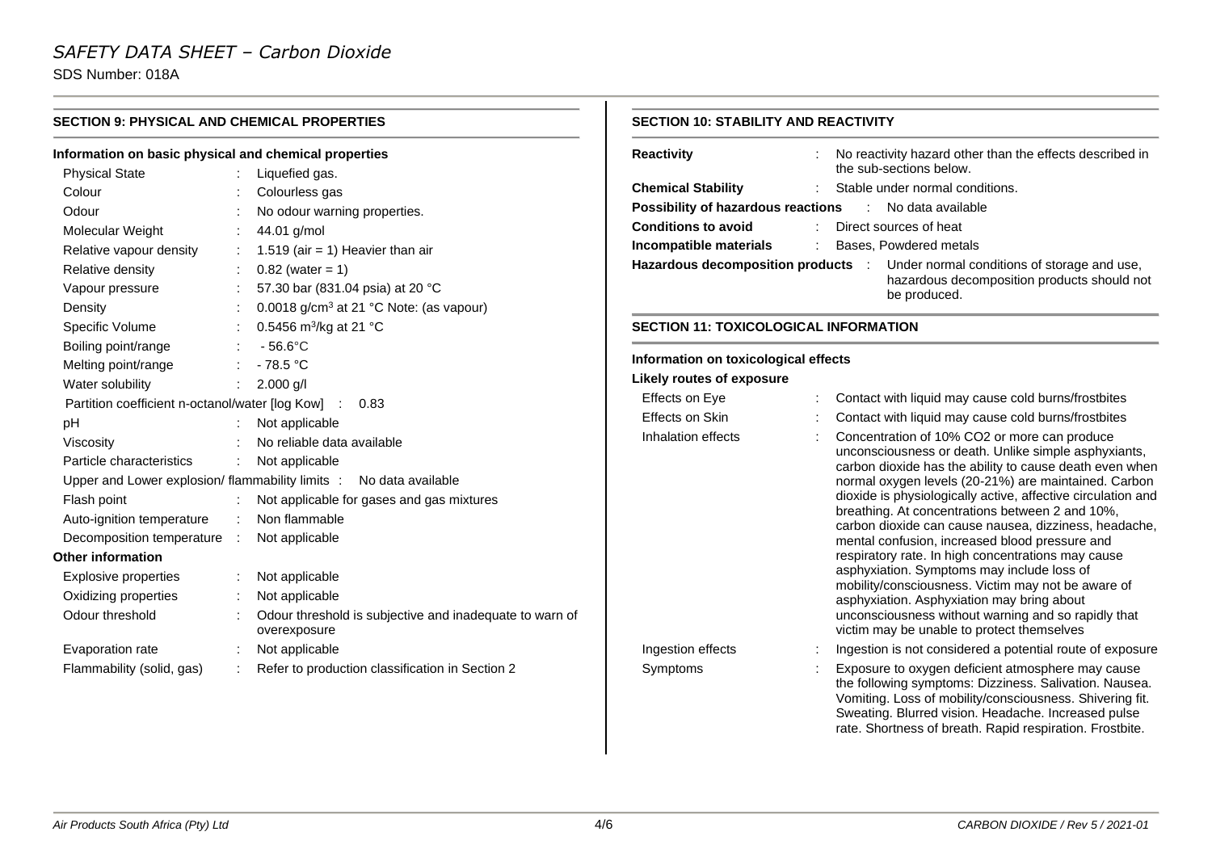## SECTION 9: PHYSICAL AND CHEMICAL PROPERTIES

### Information on basic physical and chemical properties

| Property | Value |
|---|---|
| Physical State | Liquefied gas. |
| Colour | Colourless gas |
| Odour | No odour warning properties. |
| Molecular Weight | 44.01 g/mol |
| Relative vapour density | 1.519 (air = 1) Heavier than air |
| Relative density | 0.82 (water = 1) |
| Vapour pressure | 57.30 bar (831.04 psia) at 20 °C |
| Density | 0.0018 g/cm$^3$ at 21 °C Note: (as vapour) |
| Specific Volume | 0.5456 m$^3$/kg at 21 °C |
| Boiling point/range | - 56.6°C |
| Melting point/range | - 78.5 °C |
| Water solubility | 2.000 g/l |
| Partition coefficient n-octanol/water [log Kow] | 0.83 |
| pH | Not applicable |
| Viscosity | No reliable data available |
| Particle characteristics | Not applicable |
| Upper and Lower explosion/ flammability limits | No data available |
| Flash point | Not applicable for gases and gas mixtures |
| Auto-ignition temperature | Non flammable |
| Decomposition temperature | Not applicable |

### Other information

| Property | Value |
|---|---|
| Explosive properties | Not applicable |
| Oxidizing properties | Not applicable |
| Odour threshold | Odour threshold is subjective and inadequate to warn of overexposure |
| Evaporation rate | Not applicable |
| Flammability (solid, gas) | Refer to production classification in Section 2 |

## SECTION 10: STABILITY AND REACTIVITY

**Reactivity** : No reactivity hazard other than the effects described in the sub-sections below.

**Chemical Stability** : Stable under normal conditions.

**Possibility of hazardous reactions** : No data available

**Conditions to avoid** : Direct sources of heat

**Incompatible materials** : Bases, Powdered metals

**Hazardous decomposition products** : Under normal conditions of storage and use, hazardous decomposition products should not be produced.

## SECTION 11: TOXICOLOGICAL INFORMATION

### Information on toxicological effects

**Likely routes of exposure**

| Route | Effects |
|---|---|
| Effects on Eye | Contact with liquid may cause cold burns/frostbites |
| Effects on Skin | Contact with liquid may cause cold burns/frostbites |
| Inhalation effects | Concentration of 10% CO2 or more can produce unconsciousness or death. Unlike simple asphyxiants, carbon dioxide has the ability to cause death even when normal oxygen levels (20-21%) are maintained. Carbon dioxide is physiologically active, affective circulation and breathing. At concentrations between 2 and 10%, carbon dioxide can cause nausea, dizziness, headache, mental confusion, increased blood pressure and respiratory rate. In high concentrations may cause asphyxiation. Symptoms may include loss of mobility/consciousness. Victim may not be aware of asphyxiation. Asphyxiation may bring about unconsciousness without warning and so rapidly that victim may be unable to protect themselves |
| Ingestion effects | Ingestion is not considered a potential route of exposure |
| Symptoms | Exposure to oxygen deficient atmosphere may cause the following symptoms: Dizziness. Salivation. Nausea. Vomiting. Loss of mobility/consciousness. Shivering fit. Sweating. Blurred vision. Headache. Increased pulse rate. Shortness of breath. Rapid respiration. Frostbite. |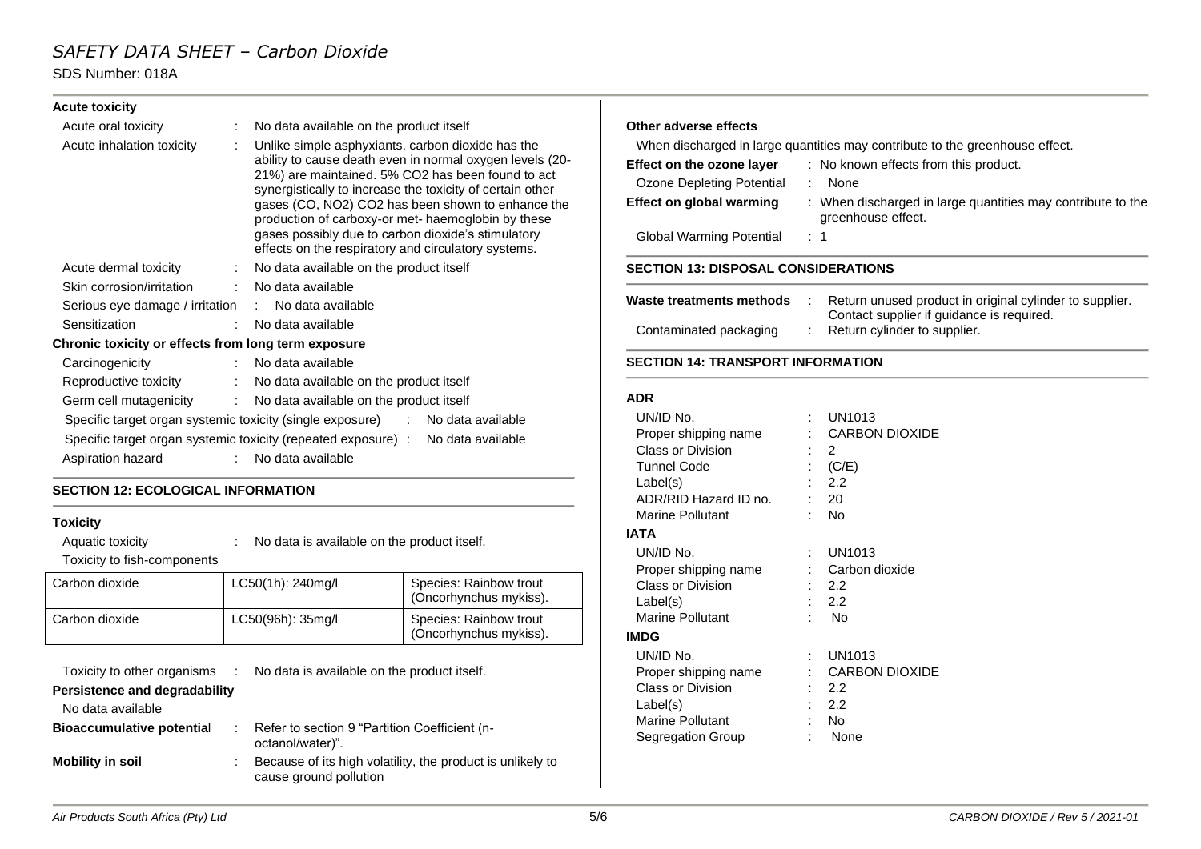### Acute toxicity

| | | |
|---|---|---|
| Acute oral toxicity | : | No data available on the product itself |
| Acute inhalation toxicity | : | Unlike simple asphyxiants, carbon dioxide has the ability to cause death even in normal oxygen levels (20-21%) are maintained. 5% $CO_2$ has been found to act synergistically to increase the toxicity of certain other gases (CO, $NO_2$) $CO_2$ has been shown to enhance the production of carboxy-or met- haemoglobin by these gases possibly due to carbon dioxide's stimulatory effects on the respiratory and circulatory systems. |
| Acute dermal toxicity | : | No data available on the product itself |
| Skin corrosion/irritation | : | No data available |
| Serious eye damage / irritation | : | No data available |
| Sensitization | : | No data available |

### Chronic toxicity or effects from long term exposure

| | | |
|---|---|---|
| Carcinogenicity | : | No data available |
| Reproductive toxicity | : | No data available on the product itself |
| Germ cell mutagenicity | : | No data available on the product itself |
| Specific target organ systemic toxicity (single exposure) | : | No data available |
| Specific target organ systemic toxicity (repeated exposure) | : | No data available |
| Aspiration hazard | : | No data available |

## SECTION 12: ECOLOGICAL INFORMATION

### Toxicity

Aquatic toxicity : No data is available on the product itself.

Toxicity to fish-components

| | | |
|---|---|---|
| Carbon dioxide | LC50(1h): 240mg/l | Species: Rainbow trout (Oncorhynchus mykiss). |
| Carbon dioxide | LC50(96h): 35mg/l | Species: Rainbow trout (Oncorhynchus mykiss). |

Toxicity to other organisms : No data is available on the product itself.

**Persistence and degradability**

No data available

**Bioaccumulative potential** : Refer to section 9 "Partition Coefficient (n-octanol/water)".

**Mobility in soil** : Because of its high volatility, the product is unlikely to cause ground pollution

**Other adverse effects**

When discharged in large quantities may contribute to the greenhouse effect.

**Effect on the ozone layer** : No known effects from this product.

Ozone Depleting Potential : None

**Effect on global warming** : When discharged in large quantities may contribute to the greenhouse effect.

Global Warming Potential : 1

## SECTION 13: DISPOSAL CONSIDERATIONS

**Waste treatments methods** : Return unused product in original cylinder to supplier. Contact supplier if guidance is required.

Contaminated packaging : Return cylinder to supplier.

## SECTION 14: TRANSPORT INFORMATION

### ADR

| | | |
|---|---|---|
| UN/ID No. | : | UN1013 |
| Proper shipping name | : | CARBON DIOXIDE |
| Class or Division | : | 2 |
| Tunnel Code | : | (C/E) |
| Label(s) | : | 2.2 |
| ADR/RID Hazard ID no. | : | 20 |
| Marine Pollutant | : | No |

### IATA

| | | |
|---|---|---|
| UN/ID No. | : | UN1013 |
| Proper shipping name | : | Carbon dioxide |
| Class or Division | : | 2.2 |
| Label(s) | : | 2.2 |
| Marine Pollutant | : | No |

### IMDG

| | | |
|---|---|---|
| UN/ID No. | : | UN1013 |
| Proper shipping name | : | CARBON DIOXIDE |
| Class or Division | : | 2.2 |
| Label(s) | : | 2.2 |
| Marine Pollutant | : | No |
| Segregation Group | : | None |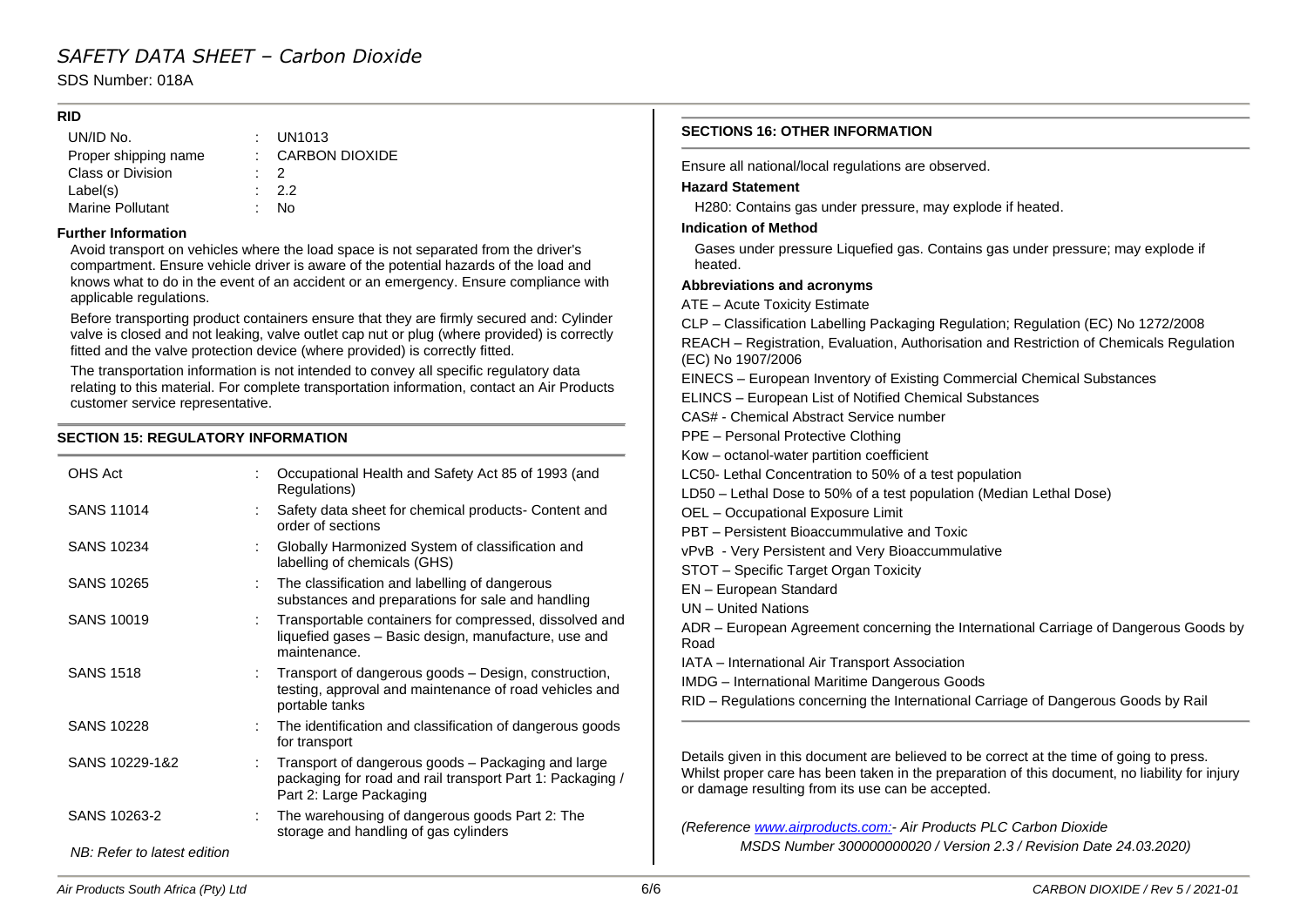**RID**

| | | |
|---|---|---|
| UN/ID No. | : | UN1013 |
| Proper shipping name | : | CARBON DIOXIDE |
| Class or Division | : | 2 |
| Label(s) | : | 2.2 |
| Marine Pollutant | : | No |

**Further Information**

Avoid transport on vehicles where the load space is not separated from the driver's compartment. Ensure vehicle driver is aware of the potential hazards of the load and knows what to do in the event of an accident or an emergency. Ensure compliance with applicable regulations.

Before transporting product containers ensure that they are firmly secured and: Cylinder valve is closed and not leaking, valve outlet cap nut or plug (where provided) is correctly fitted and the valve protection device (where provided) is correctly fitted.

The transportation information is not intended to convey all specific regulatory data relating to this material. For complete transportation information, contact an Air Products customer service representative.

## SECTION 15: REGULATORY INFORMATION

| | | |
|---|---|---|
| OHS Act | : | Occupational Health and Safety Act 85 of 1993 (and Regulations) |
| SANS 11014 | : | Safety data sheet for chemical products- Content and order of sections |
| SANS 10234 | : | Globally Harmonized System of classification and labelling of chemicals (GHS) |
| SANS 10265 | : | The classification and labelling of dangerous substances and preparations for sale and handling |
| SANS 10019 | : | Transportable containers for compressed, dissolved and liquefied gases – Basic design, manufacture, use and maintenance. |
| SANS 1518 | : | Transport of dangerous goods – Design, construction, testing, approval and maintenance of road vehicles and portable tanks |
| SANS 10228 | : | The identification and classification of dangerous goods for transport |
| SANS 10229-1&2 | : | Transport of dangerous goods – Packaging and large packaging for road and rail transport Part 1: Packaging / Part 2: Large Packaging |
| SANS 10263-2 | : | The warehousing of dangerous goods Part 2: The storage and handling of gas cylinders |

*NB: Refer to latest edition*

## SECTIONS 16: OTHER INFORMATION

Ensure all national/local regulations are observed.

**Hazard Statement**

H280: Contains gas under pressure, may explode if heated.

**Indication of Method**

Gases under pressure Liquefied gas. Contains gas under pressure; may explode if heated.

**Abbreviations and acronyms**

ATE – Acute Toxicity Estimate
CLP – Classification Labelling Packaging Regulation; Regulation (EC) No 1272/2008
REACH – Registration, Evaluation, Authorisation and Restriction of Chemicals Regulation (EC) No 1907/2006
EINECS – European Inventory of Existing Commercial Chemical Substances
ELINCS – European List of Notified Chemical Substances
CAS# - Chemical Abstract Service number
PPE – Personal Protective Clothing
Kow – octanol-water partition coefficient
LC50- Lethal Concentration to 50% of a test population
LD50 – Lethal Dose to 50% of a test population (Median Lethal Dose)
OEL – Occupational Exposure Limit
PBT – Persistent Bioaccummulative and Toxic
vPvB - Very Persistent and Very Bioaccummulative
STOT – Specific Target Organ Toxicity
EN – European Standard
UN – United Nations
ADR – European Agreement concerning the International Carriage of Dangerous Goods by Road
IATA – International Air Transport Association
IMDG – International Maritime Dangerous Goods
RID – Regulations concerning the International Carriage of Dangerous Goods by Rail

Details given in this document are believed to be correct at the time of going to press. Whilst proper care has been taken in the preparation of this document, no liability for injury or damage resulting from its use can be accepted.

*(Reference www.airproducts.com:- Air Products PLC Carbon Dioxide MSDS Number 300000000020 / Version 2.3 / Revision Date 24.03.2020)*